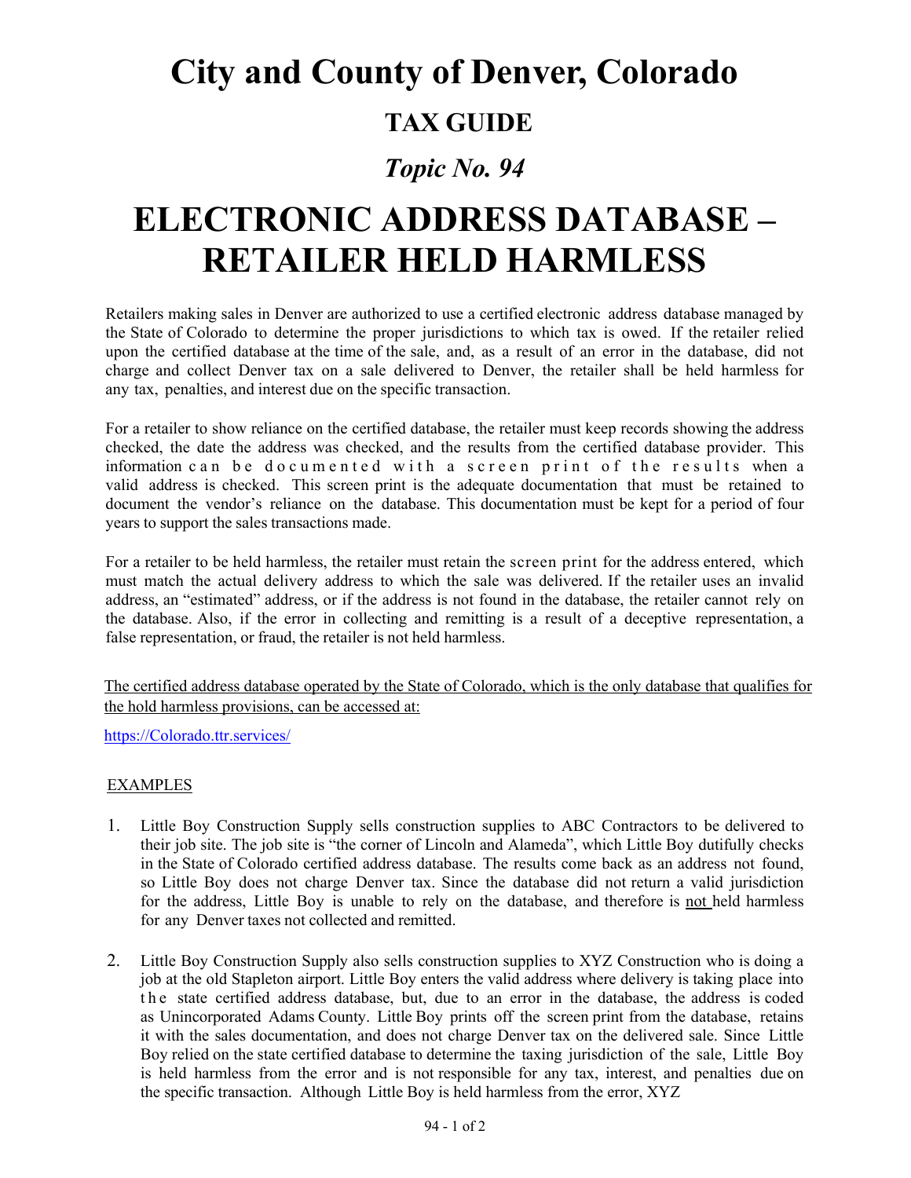# City and County of Denver, Colorado

## TAX GUIDE

### *Topic No. 94*

# ELECTRONIC ADDRESS DATABASE – RETAILER HELD HARMLESS

Retailers making sales in Denver are authorized to use a certified electronic address database managed by the State of Colorado to determine the proper jurisdictions to which tax is owed. If the retailer relied upon the certified database at the time of the sale, and, as a result of an error in the database, did not charge and collect Denver tax on a sale delivered to Denver, the retailer shall be held harmless for any tax, penalties, and interest due on the specific transaction.

For a retailer to show reliance on the certified database, the retailer must keep records showing the address checked, the date the address was checked, and the results from the certified database provider. This information can be documented with a screen print of the results when a valid address is checked. This screen print is the adequate documentation that must be retained to document the vendor's reliance on the database. This documentation must be kept for a period of four years to support the sales transactions made.

For a retailer to be held harmless, the retailer must retain the screen print for the address entered, which must match the actual delivery address to which the sale was delivered. If the retailer uses an invalid address, an "estimated" address, or if the address is not found in the database, the retailer cannot rely on the database. Also, if the error in collecting and remitting is a result of a deceptive representation, a false representation, or fraud, the retailer is not held harmless.

<u>The certified address database operated by the State of Colorado, which is the only database that qualifies for the hold harmless provisions, can be accessed at:</u>

https://Colorado.ttr.services/

<u>EXAMPLES</u>

1. Little Boy Construction Supply sells construction supplies to ABC Contractors to be delivered to their job site. The job site is "the corner of Lincoln and Alameda", which Little Boy dutifully checks in the State of Colorado certified address database. The results come back as an address not found, so Little Boy does not charge Denver tax. Since the database did not return a valid jurisdiction for the address, Little Boy is unable to rely on the database, and therefore is <u>not</u> held harmless for any Denver taxes not collected and remitted.

2. Little Boy Construction Supply also sells construction supplies to XYZ Construction who is doing a job at the old Stapleton airport. Little Boy enters the valid address where delivery is taking place into the state certified address database, but, due to an error in the database, the address is coded as Unincorporated Adams County. Little Boy prints off the screen print from the database, retains it with the sales documentation, and does not charge Denver tax on the delivered sale. Since Little Boy relied on the state certified database to determine the taxing jurisdiction of the sale, Little Boy is held harmless from the error and is not responsible for any tax, interest, and penalties due on the specific transaction. Although Little Boy is held harmless from the error, XYZ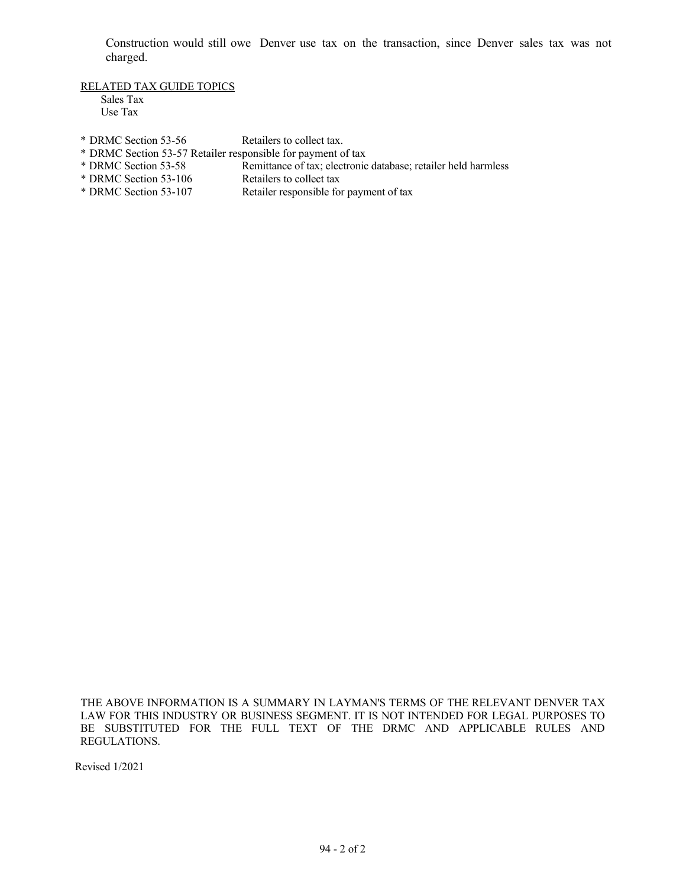Construction would still owe Denver use tax on the transaction, since Denver sales tax was not charged.

RELATED TAX GUIDE TOPICS

Sales Tax
Use Tax

* DRMC Section 53-56 Retailers to collect tax.
* DRMC Section 53-57 Retailer responsible for payment of tax
* DRMC Section 53-58 Remittance of tax; electronic database; retailer held harmless
* DRMC Section 53-106 Retailers to collect tax
* DRMC Section 53-107 Retailer responsible for payment of tax

THE ABOVE INFORMATION IS A SUMMARY IN LAYMAN'S TERMS OF THE RELEVANT DENVER TAX LAW FOR THIS INDUSTRY OR BUSINESS SEGMENT. IT IS NOT INTENDED FOR LEGAL PURPOSES TO BE SUBSTITUTED FOR THE FULL TEXT OF THE DRMC AND APPLICABLE RULES AND REGULATIONS.

Revised 1/2021